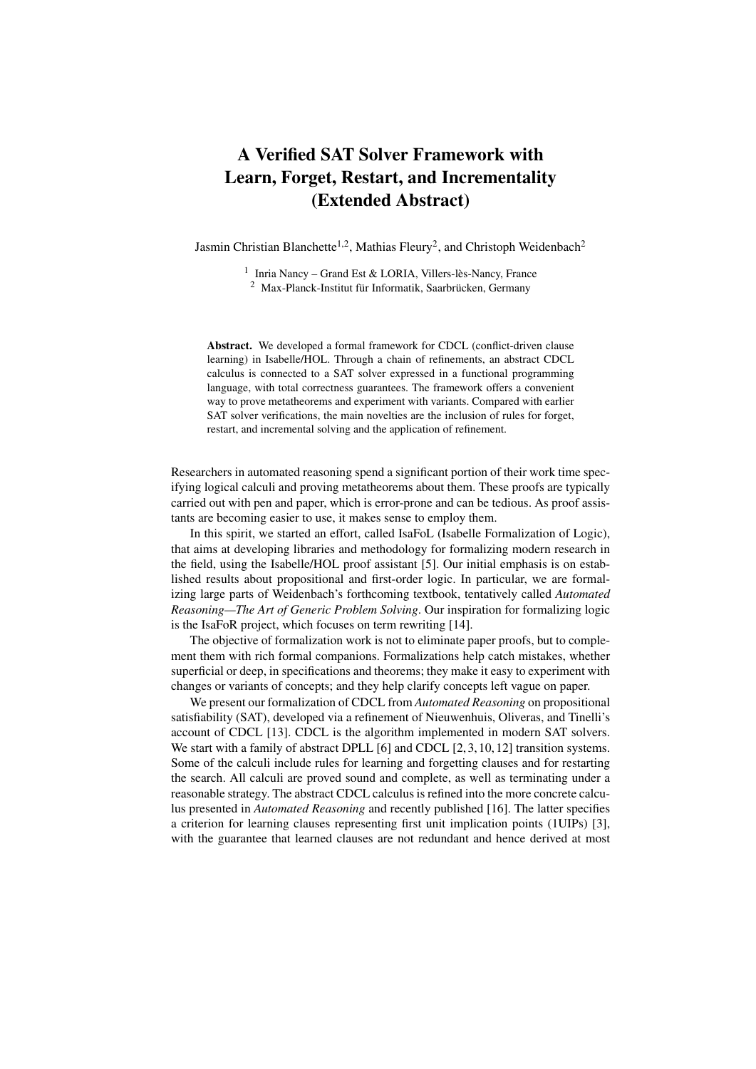# A Verified SAT Solver Framework with Learn, Forget, Restart, and Incrementality (Extended Abstract)

Jasmin Christian Blanchette[1,2], Mathias Fleury[2], and Christoph Weidenbach[2]

[1] Inria Nancy – Grand Est & LORIA, Villers-lès-Nancy, France
[2] Max-Planck-Institut für Informatik, Saarbrücken, Germany

**Abstract.** We developed a formal framework for CDCL (conflict-driven clause learning) in Isabelle/HOL. Through a chain of refinements, an abstract CDCL calculus is connected to a SAT solver expressed in a functional programming language, with total correctness guarantees. The framework offers a convenient way to prove metatheorems and experiment with variants. Compared with earlier SAT solver verifications, the main novelties are the inclusion of rules for forget, restart, and incremental solving and the application of refinement.

Researchers in automated reasoning spend a significant portion of their work time specifying logical calculi and proving metatheorems about them. These proofs are typically carried out with pen and paper, which is error-prone and can be tedious. As proof assistants are becoming easier to use, it makes sense to employ them.

In this spirit, we started an effort, called IsaFoL (Isabelle Formalization of Logic), that aims at developing libraries and methodology for formalizing modern research in the field, using the Isabelle/HOL proof assistant [5]. Our initial emphasis is on established results about propositional and first-order logic. In particular, we are formalizing large parts of Weidenbach's forthcoming textbook, tentatively called *Automated Reasoning—The Art of Generic Problem Solving*. Our inspiration for formalizing logic is the IsaFoR project, which focuses on term rewriting [14].

The objective of formalization work is not to eliminate paper proofs, but to complement them with rich formal companions. Formalizations help catch mistakes, whether superficial or deep, in specifications and theorems; they make it easy to experiment with changes or variants of concepts; and they help clarify concepts left vague on paper.

We present our formalization of CDCL from *Automated Reasoning* on propositional satisfiability (SAT), developed via a refinement of Nieuwenhuis, Oliveras, and Tinelli's account of CDCL [13]. CDCL is the algorithm implemented in modern SAT solvers. We start with a family of abstract DPLL [6] and CDCL [2, 3, 10, 12] transition systems. Some of the calculi include rules for learning and forgetting clauses and for restarting the search. All calculi are proved sound and complete, as well as terminating under a reasonable strategy. The abstract CDCL calculus is refined into the more concrete calculus presented in *Automated Reasoning* and recently published [16]. The latter specifies a criterion for learning clauses representing first unit implication points (1UIPs) [3], with the guarantee that learned clauses are not redundant and hence derived at most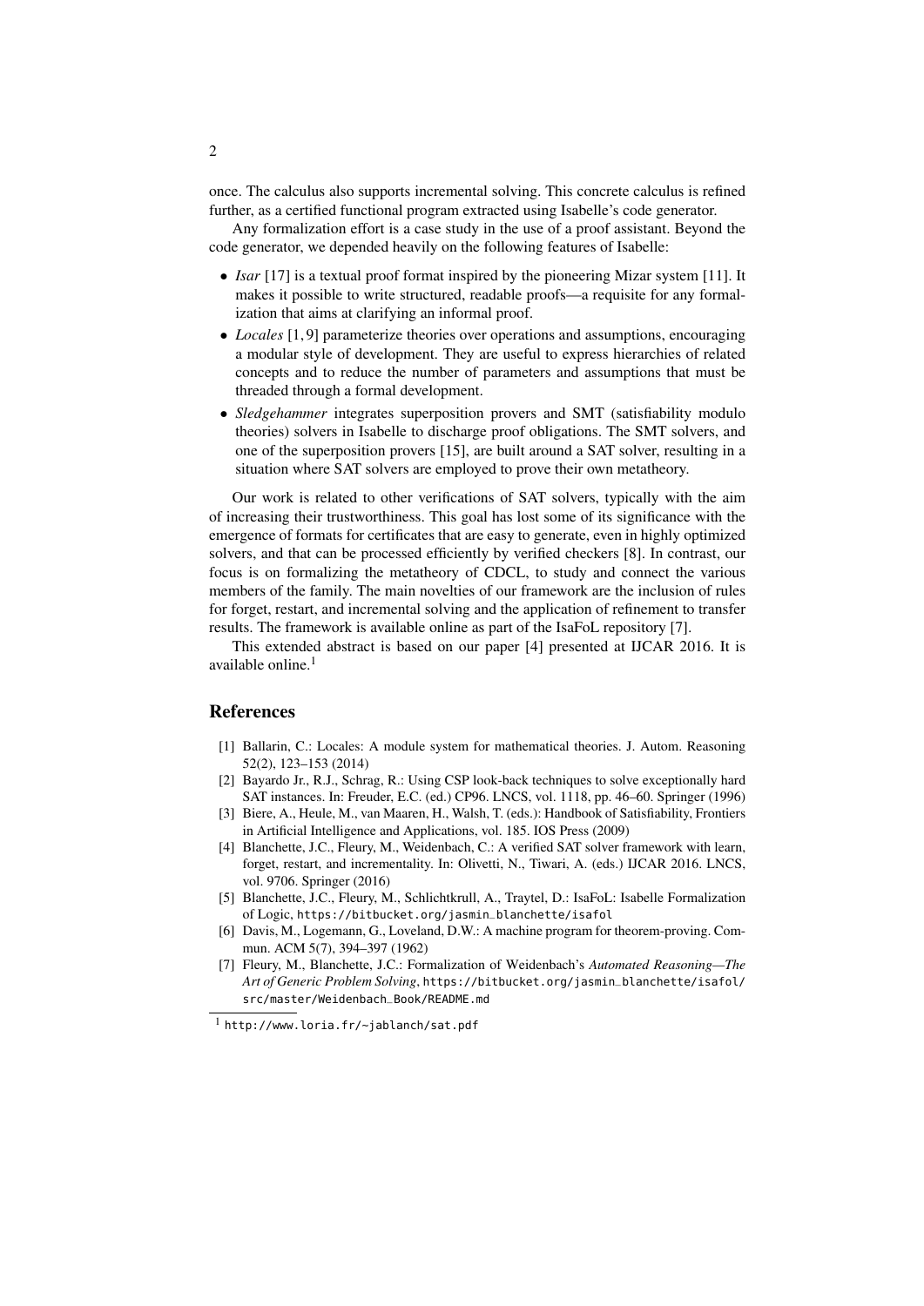once. The calculus also supports incremental solving. This concrete calculus is refined further, as a certified functional program extracted using Isabelle's code generator.

Any formalization effort is a case study in the use of a proof assistant. Beyond the code generator, we depended heavily on the following features of Isabelle:

- *Isar* [17] is a textual proof format inspired by the pioneering Mizar system [11]. It makes it possible to write structured, readable proofs—a requisite for any formalization that aims at clarifying an informal proof.
- *Locales* [1, 9] parameterize theories over operations and assumptions, encouraging a modular style of development. They are useful to express hierarchies of related concepts and to reduce the number of parameters and assumptions that must be threaded through a formal development.
- *Sledgehammer* integrates superposition provers and SMT (satisfiability modulo theories) solvers in Isabelle to discharge proof obligations. The SMT solvers, and one of the superposition provers [15], are built around a SAT solver, resulting in a situation where SAT solvers are employed to prove their own metatheory.

Our work is related to other verifications of SAT solvers, typically with the aim of increasing their trustworthiness. This goal has lost some of its significance with the emergence of formats for certificates that are easy to generate, even in highly optimized solvers, and that can be processed efficiently by verified checkers [8]. In contrast, our focus is on formalizing the metatheory of CDCL, to study and connect the various members of the family. The main novelties of our framework are the inclusion of rules for forget, restart, and incremental solving and the application of refinement to transfer results. The framework is available online as part of the IsaFoL repository [7].

This extended abstract is based on our paper [4] presented at IJCAR 2016. It is available online.[1]

## References

[1] Ballarin, C.: Locales: A module system for mathematical theories. J. Autom. Reasoning 52(2), 123–153 (2014)

[2] Bayardo Jr., R.J., Schrag, R.: Using CSP look-back techniques to solve exceptionally hard SAT instances. In: Freuder, E.C. (ed.) CP96. LNCS, vol. 1118, pp. 46–60. Springer (1996)

[3] Biere, A., Heule, M., van Maaren, H., Walsh, T. (eds.): Handbook of Satisfiability, Frontiers in Artificial Intelligence and Applications, vol. 185. IOS Press (2009)

[4] Blanchette, J.C., Fleury, M., Weidenbach, C.: A verified SAT solver framework with learn, forget, restart, and incrementality. In: Olivetti, N., Tiwari, A. (eds.) IJCAR 2016. LNCS, vol. 9706. Springer (2016)

[5] Blanchette, J.C., Fleury, M., Schlichtkrull, A., Traytel, D.: IsaFoL: Isabelle Formalization of Logic, https://bitbucket.org/jasmin_blanchette/isafol

[6] Davis, M., Logemann, G., Loveland, D.W.: A machine program for theorem-proving. Commun. ACM 5(7), 394–397 (1962)

[7] Fleury, M., Blanchette, J.C.: Formalization of Weidenbach's *Automated Reasoning—The Art of Generic Problem Solving*, https://bitbucket.org/jasmin_blanchette/isafol/src/master/Weidenbach_Book/README.md

[1] http://www.loria.fr/~jablanch/sat.pdf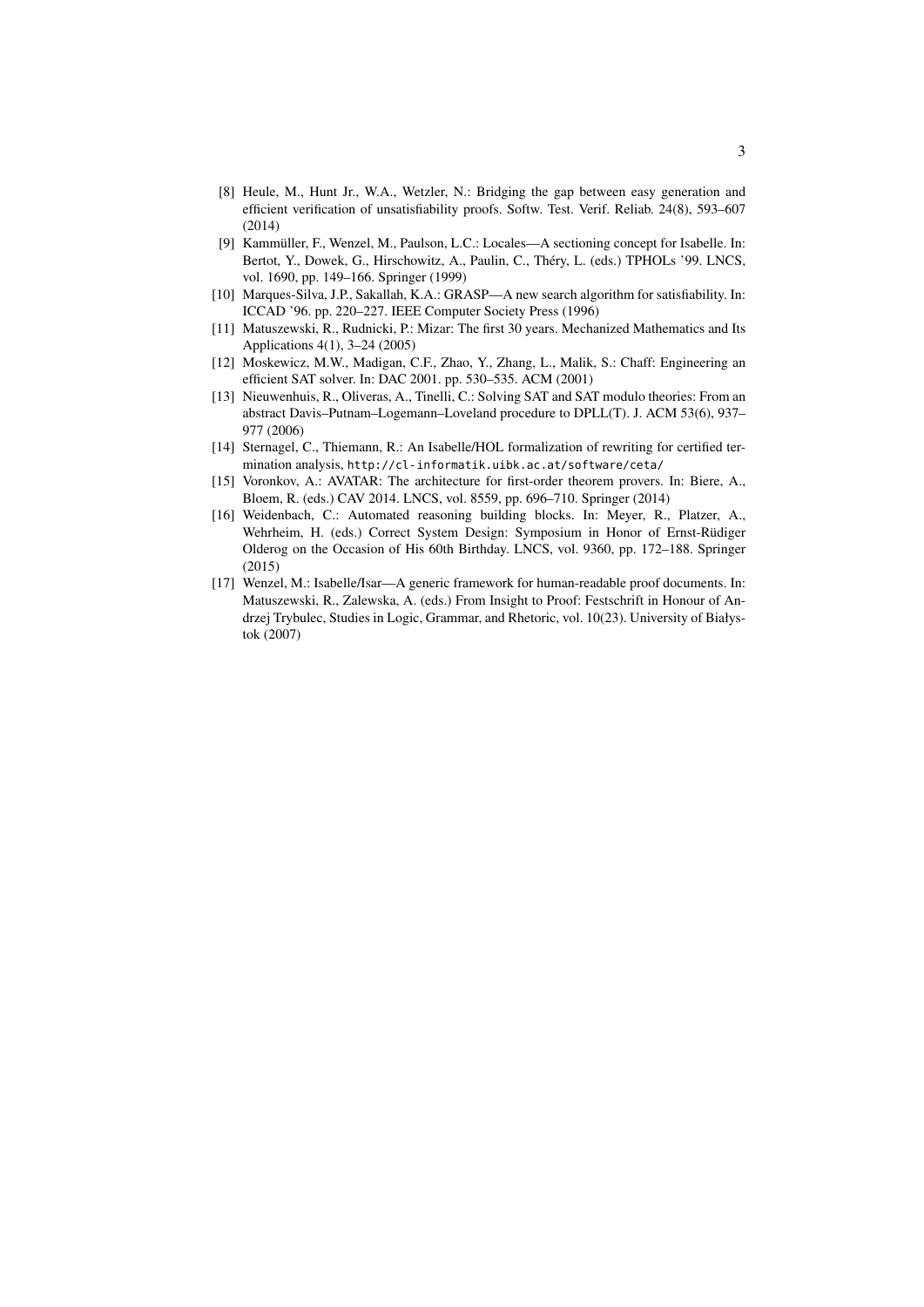[8] Heule, M., Hunt Jr., W.A., Wetzler, N.: Bridging the gap between easy generation and efficient verification of unsatisfiability proofs. Softw. Test. Verif. Reliab. 24(8), 593–607 (2014)

[9] Kammüller, F., Wenzel, M., Paulson, L.C.: Locales—A sectioning concept for Isabelle. In: Bertot, Y., Dowek, G., Hirschowitz, A., Paulin, C., Théry, L. (eds.) TPHOLs '99. LNCS, vol. 1690, pp. 149–166. Springer (1999)

[10] Marques-Silva, J.P., Sakallah, K.A.: GRASP—A new search algorithm for satisfiability. In: ICCAD '96. pp. 220–227. IEEE Computer Society Press (1996)

[11] Matuszewski, R., Rudnicki, P.: Mizar: The first 30 years. Mechanized Mathematics and Its Applications 4(1), 3–24 (2005)

[12] Moskewicz, M.W., Madigan, C.F., Zhao, Y., Zhang, L., Malik, S.: Chaff: Engineering an efficient SAT solver. In: DAC 2001. pp. 530–535. ACM (2001)

[13] Nieuwenhuis, R., Oliveras, A., Tinelli, C.: Solving SAT and SAT modulo theories: From an abstract Davis–Putnam–Logemann–Loveland procedure to DPLL(T). J. ACM 53(6), 937–977 (2006)

[14] Sternagel, C., Thiemann, R.: An Isabelle/HOL formalization of rewriting for certified termination analysis, `http://cl-informatik.uibk.ac.at/software/ceta/`

[15] Voronkov, A.: AVATAR: The architecture for first-order theorem provers. In: Biere, A., Bloem, R. (eds.) CAV 2014. LNCS, vol. 8559, pp. 696–710. Springer (2014)

[16] Weidenbach, C.: Automated reasoning building blocks. In: Meyer, R., Platzer, A., Wehrheim, H. (eds.) Correct System Design: Symposium in Honor of Ernst-Rüdiger Olderog on the Occasion of His 60th Birthday. LNCS, vol. 9360, pp. 172–188. Springer (2015)

[17] Wenzel, M.: Isabelle/Isar—A generic framework for human-readable proof documents. In: Matuszewski, R., Zalewska, A. (eds.) From Insight to Proof: Festschrift in Honour of Andrzej Trybulec, Studies in Logic, Grammar, and Rhetoric, vol. 10(23). University of Białystok (2007)